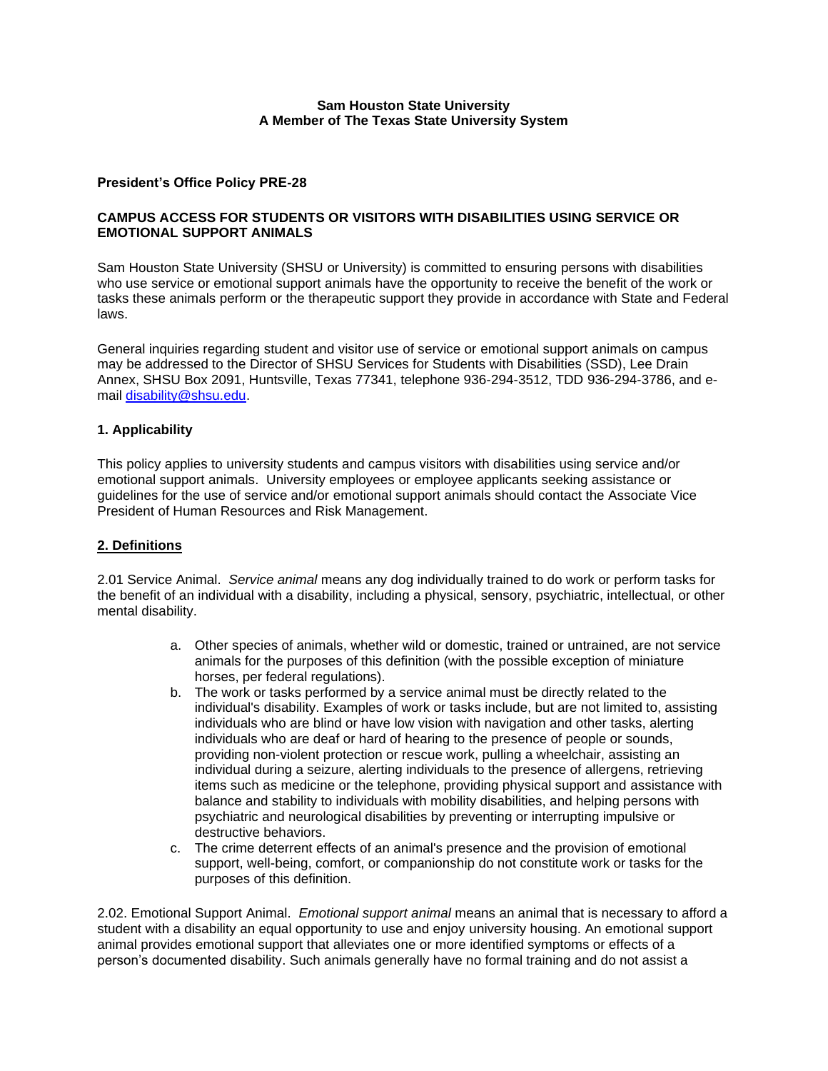**Sam Houston State University**
**A Member of The Texas State University System**

**President's Office Policy PRE-28**

**CAMPUS ACCESS FOR STUDENTS OR VISITORS WITH DISABILITIES USING SERVICE OR EMOTIONAL SUPPORT ANIMALS**

Sam Houston State University (SHSU or University) is committed to ensuring persons with disabilities who use service or emotional support animals have the opportunity to receive the benefit of the work or tasks these animals perform or the therapeutic support they provide in accordance with State and Federal laws.

General inquiries regarding student and visitor use of service or emotional support animals on campus may be addressed to the Director of SHSU Services for Students with Disabilities (SSD), Lee Drain Annex, SHSU Box 2091, Huntsville, Texas 77341, telephone 936-294-3512, TDD 936-294-3786, and e-mail disability@shsu.edu.

**1. Applicability**

This policy applies to university students and campus visitors with disabilities using service and/or emotional support animals. University employees or employee applicants seeking assistance or guidelines for the use of service and/or emotional support animals should contact the Associate Vice President of Human Resources and Risk Management.

**2. Definitions**

2.01 Service Animal. *Service animal* means any dog individually trained to do work or perform tasks for the benefit of an individual with a disability, including a physical, sensory, psychiatric, intellectual, or other mental disability.

a. Other species of animals, whether wild or domestic, trained or untrained, are not service animals for the purposes of this definition (with the possible exception of miniature horses, per federal regulations).
b. The work or tasks performed by a service animal must be directly related to the individual's disability. Examples of work or tasks include, but are not limited to, assisting individuals who are blind or have low vision with navigation and other tasks, alerting individuals who are deaf or hard of hearing to the presence of people or sounds, providing non-violent protection or rescue work, pulling a wheelchair, assisting an individual during a seizure, alerting individuals to the presence of allergens, retrieving items such as medicine or the telephone, providing physical support and assistance with balance and stability to individuals with mobility disabilities, and helping persons with psychiatric and neurological disabilities by preventing or interrupting impulsive or destructive behaviors.
c. The crime deterrent effects of an animal's presence and the provision of emotional support, well-being, comfort, or companionship do not constitute work or tasks for the purposes of this definition.

2.02. Emotional Support Animal. *Emotional support animal* means an animal that is necessary to afford a student with a disability an equal opportunity to use and enjoy university housing. An emotional support animal provides emotional support that alleviates one or more identified symptoms or effects of a person's documented disability. Such animals generally have no formal training and do not assist a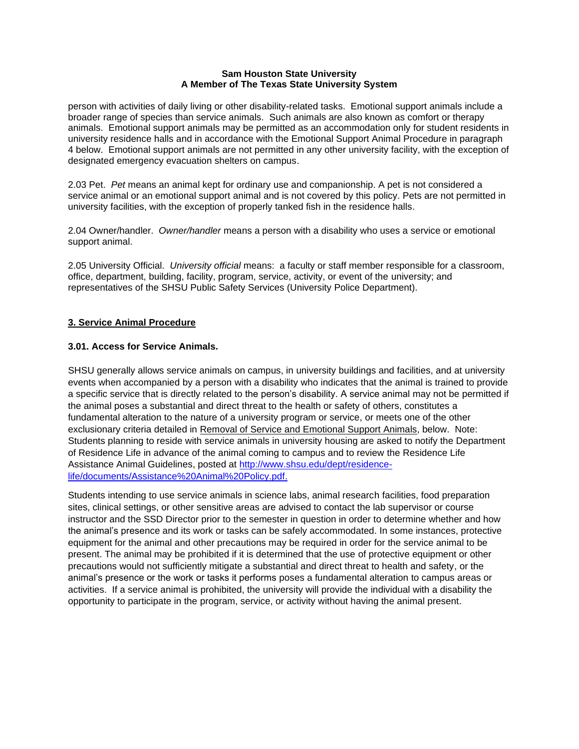person with activities of daily living or other disability-related tasks. Emotional support animals include a broader range of species than service animals. Such animals are also known as comfort or therapy animals. Emotional support animals may be permitted as an accommodation only for student residents in university residence halls and in accordance with the Emotional Support Animal Procedure in paragraph 4 below. Emotional support animals are not permitted in any other university facility, with the exception of designated emergency evacuation shelters on campus.

2.03 Pet. *Pet* means an animal kept for ordinary use and companionship. A pet is not considered a service animal or an emotional support animal and is not covered by this policy. Pets are not permitted in university facilities, with the exception of properly tanked fish in the residence halls.

2.04 Owner/handler. *Owner/handler* means a person with a disability who uses a service or emotional support animal.

2.05 University Official. *University official* means: a faculty or staff member responsible for a classroom, office, department, building, facility, program, service, activity, or event of the university; and representatives of the SHSU Public Safety Services (University Police Department).

## 3. Service Animal Procedure

### 3.01. Access for Service Animals.

SHSU generally allows service animals on campus, in university buildings and facilities, and at university events when accompanied by a person with a disability who indicates that the animal is trained to provide a specific service that is directly related to the person's disability. A service animal may not be permitted if the animal poses a substantial and direct threat to the health or safety of others, constitutes a fundamental alteration to the nature of a university program or service, or meets one of the other exclusionary criteria detailed in Removal of Service and Emotional Support Animals, below. Note: Students planning to reside with service animals in university housing are asked to notify the Department of Residence Life in advance of the animal coming to campus and to review the Residence Life Assistance Animal Guidelines, posted at [http://www.shsu.edu/dept/residence-life/documents/Assistance%20Animal%20Policy.pdf.](http://www.shsu.edu/dept/residence-life/documents/Assistance%20Animal%20Policy.pdf)

Students intending to use service animals in science labs, animal research facilities, food preparation sites, clinical settings, or other sensitive areas are advised to contact the lab supervisor or course instructor and the SSD Director prior to the semester in question in order to determine whether and how the animal's presence and its work or tasks can be safely accommodated. In some instances, protective equipment for the animal and other precautions may be required in order for the service animal to be present. The animal may be prohibited if it is determined that the use of protective equipment or other precautions would not sufficiently mitigate a substantial and direct threat to health and safety, or the animal's presence or the work or tasks it performs poses a fundamental alteration to campus areas or activities. If a service animal is prohibited, the university will provide the individual with a disability the opportunity to participate in the program, service, or activity without having the animal present.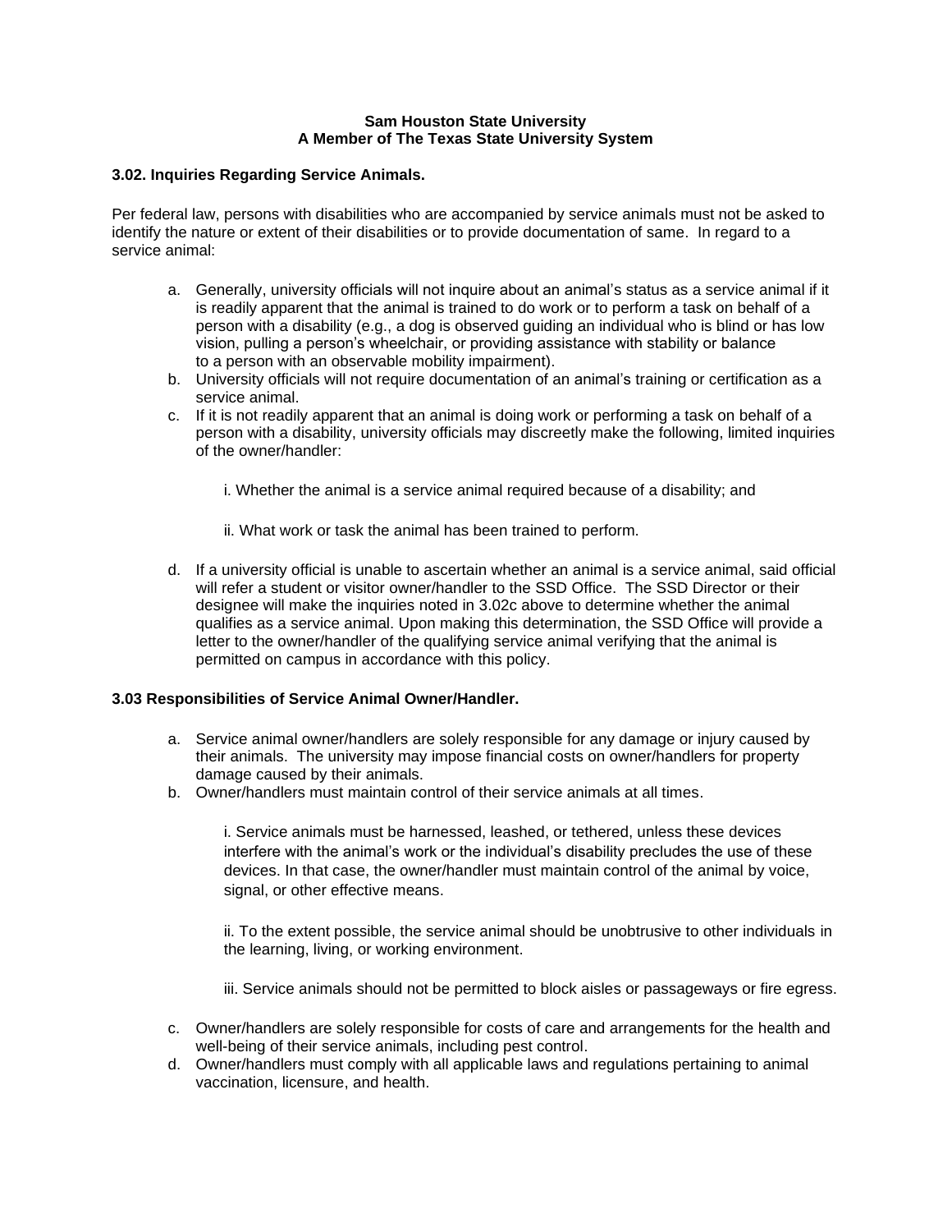**Sam Houston State University**
**A Member of The Texas State University System**

### 3.02. Inquiries Regarding Service Animals.

Per federal law, persons with disabilities who are accompanied by service animals must not be asked to identify the nature or extent of their disabilities or to provide documentation of same. In regard to a service animal:

a. Generally, university officials will not inquire about an animal's status as a service animal if it is readily apparent that the animal is trained to do work or to perform a task on behalf of a person with a disability (e.g., a dog is observed guiding an individual who is blind or has low vision, pulling a person's wheelchair, or providing assistance with stability or balance to a person with an observable mobility impairment).
b. University officials will not require documentation of an animal's training or certification as a service animal.
c. If it is not readily apparent that an animal is doing work or performing a task on behalf of a person with a disability, university officials may discreetly make the following, limited inquiries of the owner/handler:

    i. Whether the animal is a service animal required because of a disability; and

    ii. What work or task the animal has been trained to perform.

d. If a university official is unable to ascertain whether an animal is a service animal, said official will refer a student or visitor owner/handler to the SSD Office. The SSD Director or their designee will make the inquiries noted in 3.02c above to determine whether the animal qualifies as a service animal. Upon making this determination, the SSD Office will provide a letter to the owner/handler of the qualifying service animal verifying that the animal is permitted on campus in accordance with this policy.

### 3.03 Responsibilities of Service Animal Owner/Handler.

a. Service animal owner/handlers are solely responsible for any damage or injury caused by their animals. The university may impose financial costs on owner/handlers for property damage caused by their animals.
b. Owner/handlers must maintain control of their service animals at all times.

    i. Service animals must be harnessed, leashed, or tethered, unless these devices interfere with the animal's work or the individual's disability precludes the use of these devices. In that case, the owner/handler must maintain control of the animal by voice, signal, or other effective means.

    ii. To the extent possible, the service animal should be unobtrusive to other individuals in the learning, living, or working environment.

    iii. Service animals should not be permitted to block aisles or passageways or fire egress.

c. Owner/handlers are solely responsible for costs of care and arrangements for the health and well-being of their service animals, including pest control.
d. Owner/handlers must comply with all applicable laws and regulations pertaining to animal vaccination, licensure, and health.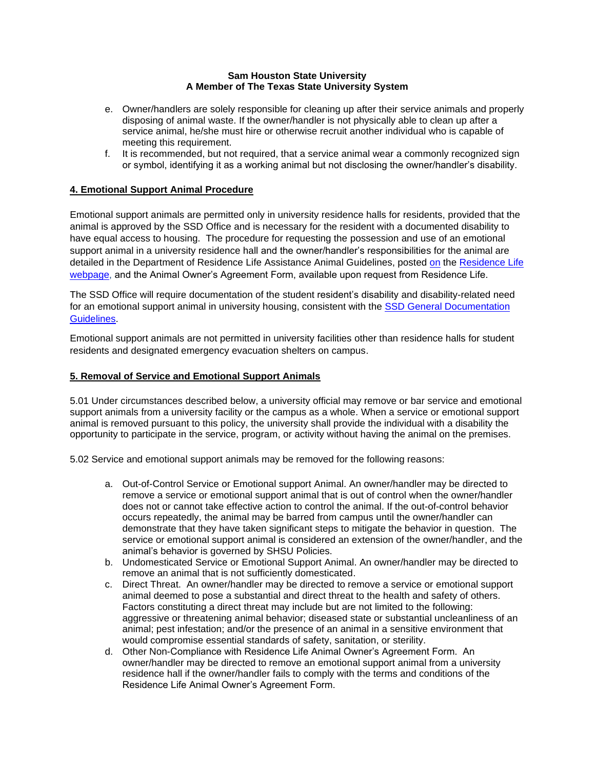e. Owner/handlers are solely responsible for cleaning up after their service animals and properly disposing of animal waste. If the owner/handler is not physically able to clean up after a service animal, he/she must hire or otherwise recruit another individual who is capable of meeting this requirement.
f. It is recommended, but not required, that a service animal wear a commonly recognized sign or symbol, identifying it as a working animal but not disclosing the owner/handler's disability.

## 4. Emotional Support Animal Procedure

Emotional support animals are permitted only in university residence halls for residents, provided that the animal is approved by the SSD Office and is necessary for the resident with a documented disability to have equal access to housing. The procedure for requesting the possession and use of an emotional support animal in a university residence hall and the owner/handler's responsibilities for the animal are detailed in the Department of Residence Life Assistance Animal Guidelines, posted on the Residence Life webpage, and the Animal Owner's Agreement Form, available upon request from Residence Life.

The SSD Office will require documentation of the student resident's disability and disability-related need for an emotional support animal in university housing, consistent with the SSD General Documentation Guidelines.

Emotional support animals are not permitted in university facilities other than residence halls for student residents and designated emergency evacuation shelters on campus.

## 5. Removal of Service and Emotional Support Animals

5.01 Under circumstances described below, a university official may remove or bar service and emotional support animals from a university facility or the campus as a whole. When a service or emotional support animal is removed pursuant to this policy, the university shall provide the individual with a disability the opportunity to participate in the service, program, or activity without having the animal on the premises.

5.02 Service and emotional support animals may be removed for the following reasons:

a. Out-of-Control Service or Emotional support Animal. An owner/handler may be directed to remove a service or emotional support animal that is out of control when the owner/handler does not or cannot take effective action to control the animal. If the out-of-control behavior occurs repeatedly, the animal may be barred from campus until the owner/handler can demonstrate that they have taken significant steps to mitigate the behavior in question. The service or emotional support animal is considered an extension of the owner/handler, and the animal's behavior is governed by SHSU Policies.
b. Undomesticated Service or Emotional Support Animal. An owner/handler may be directed to remove an animal that is not sufficiently domesticated.
c. Direct Threat. An owner/handler may be directed to remove a service or emotional support animal deemed to pose a substantial and direct threat to the health and safety of others. Factors constituting a direct threat may include but are not limited to the following: aggressive or threatening animal behavior; diseased state or substantial uncleanliness of an animal; pest infestation; and/or the presence of an animal in a sensitive environment that would compromise essential standards of safety, sanitation, or sterility.
d. Other Non-Compliance with Residence Life Animal Owner's Agreement Form. An owner/handler may be directed to remove an emotional support animal from a university residence hall if the owner/handler fails to comply with the terms and conditions of the Residence Life Animal Owner's Agreement Form.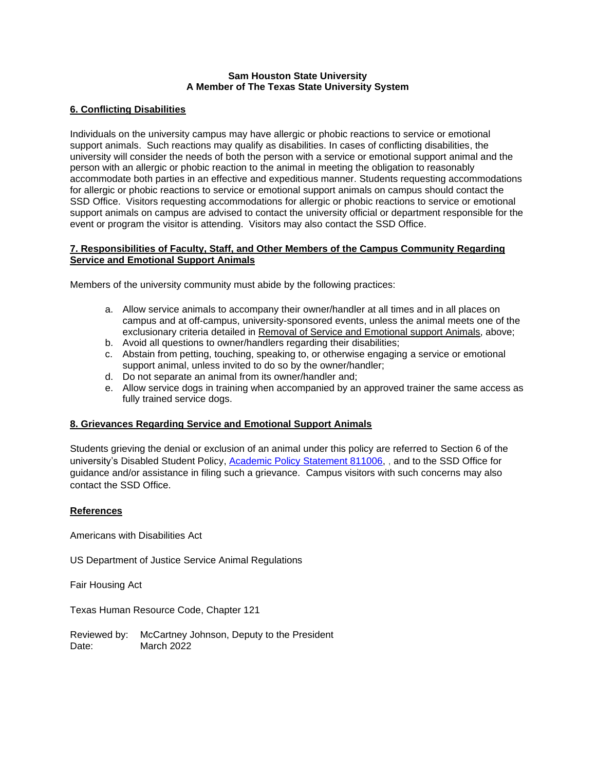**Sam Houston State University**
**A Member of The Texas State University System**

## 6. Conflicting Disabilities

Individuals on the university campus may have allergic or phobic reactions to service or emotional support animals. Such reactions may qualify as disabilities. In cases of conflicting disabilities, the university will consider the needs of both the person with a service or emotional support animal and the person with an allergic or phobic reaction to the animal in meeting the obligation to reasonably accommodate both parties in an effective and expeditious manner. Students requesting accommodations for allergic or phobic reactions to service or emotional support animals on campus should contact the SSD Office. Visitors requesting accommodations for allergic or phobic reactions to service or emotional support animals on campus are advised to contact the university official or department responsible for the event or program the visitor is attending. Visitors may also contact the SSD Office.

## 7. Responsibilities of Faculty, Staff, and Other Members of the Campus Community Regarding Service and Emotional Support Animals

Members of the university community must abide by the following practices:

a. Allow service animals to accompany their owner/handler at all times and in all places on campus and at off-campus, university-sponsored events, unless the animal meets one of the exclusionary criteria detailed in Removal of Service and Emotional support Animals, above;
b. Avoid all questions to owner/handlers regarding their disabilities;
c. Abstain from petting, touching, speaking to, or otherwise engaging a service or emotional support animal, unless invited to do so by the owner/handler;
d. Do not separate an animal from its owner/handler and;
e. Allow service dogs in training when accompanied by an approved trainer the same access as fully trained service dogs.

## 8. Grievances Regarding Service and Emotional Support Animals

Students grieving the denial or exclusion of an animal under this policy are referred to Section 6 of the university's Disabled Student Policy, Academic Policy Statement 811006, , and to the SSD Office for guidance and/or assistance in filing such a grievance. Campus visitors with such concerns may also contact the SSD Office.

## References

Americans with Disabilities Act

US Department of Justice Service Animal Regulations

Fair Housing Act

Texas Human Resource Code, Chapter 121

Reviewed by: McCartney Johnson, Deputy to the President
Date: March 2022